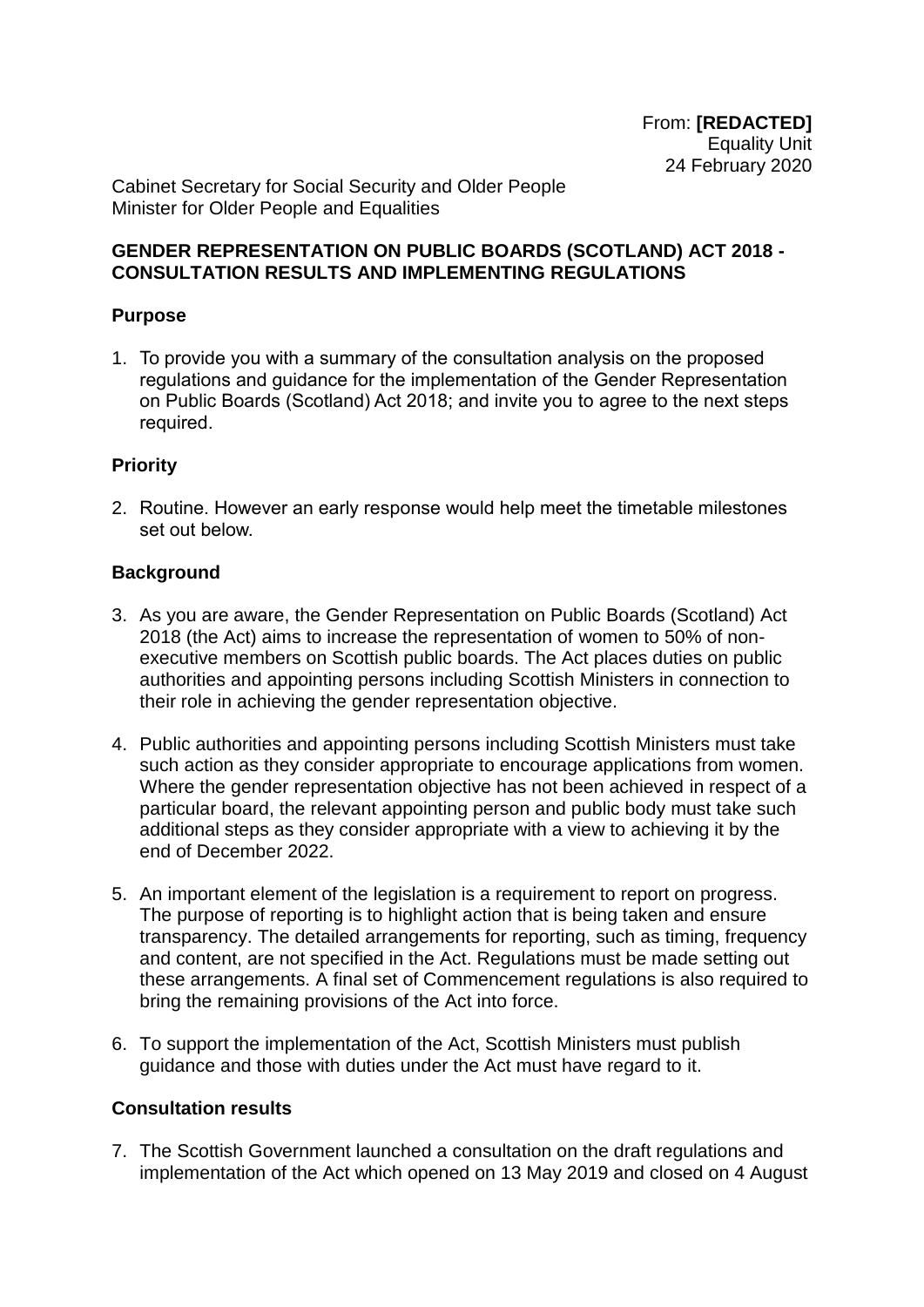From: **[REDACTED]**
Equality Unit
24 February 2020

Cabinet Secretary for Social Security and Older People
Minister for Older People and Equalities

**GENDER REPRESENTATION ON PUBLIC BOARDS (SCOTLAND) ACT 2018 - CONSULTATION RESULTS AND IMPLEMENTING REGULATIONS**

**Purpose**

1. To provide you with a summary of the consultation analysis on the proposed regulations and guidance for the implementation of the Gender Representation on Public Boards (Scotland) Act 2018; and invite you to agree to the next steps required.

**Priority**

2. Routine. However an early response would help meet the timetable milestones set out below.

**Background**

3. As you are aware, the Gender Representation on Public Boards (Scotland) Act 2018 (the Act) aims to increase the representation of women to 50% of non-executive members on Scottish public boards. The Act places duties on public authorities and appointing persons including Scottish Ministers in connection to their role in achieving the gender representation objective.

4. Public authorities and appointing persons including Scottish Ministers must take such action as they consider appropriate to encourage applications from women. Where the gender representation objective has not been achieved in respect of a particular board, the relevant appointing person and public body must take such additional steps as they consider appropriate with a view to achieving it by the end of December 2022.

5. An important element of the legislation is a requirement to report on progress. The purpose of reporting is to highlight action that is being taken and ensure transparency. The detailed arrangements for reporting, such as timing, frequency and content, are not specified in the Act. Regulations must be made setting out these arrangements. A final set of Commencement regulations is also required to bring the remaining provisions of the Act into force.

6. To support the implementation of the Act, Scottish Ministers must publish guidance and those with duties under the Act must have regard to it.

**Consultation results**

7. The Scottish Government launched a consultation on the draft regulations and implementation of the Act which opened on 13 May 2019 and closed on 4 August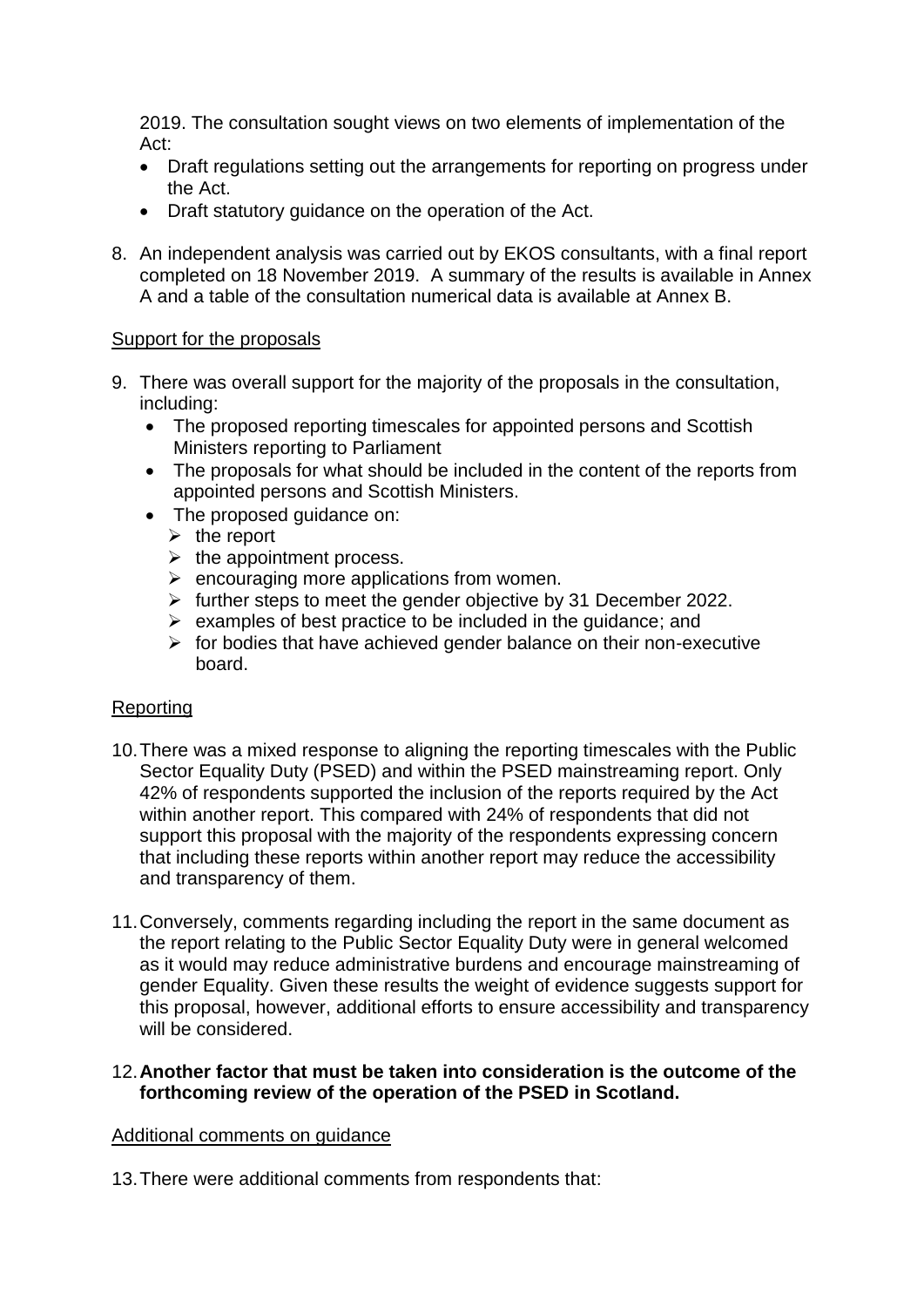2019. The consultation sought views on two elements of implementation of the Act:

- Draft regulations setting out the arrangements for reporting on progress under the Act.
- Draft statutory guidance on the operation of the Act.

8. An independent analysis was carried out by EKOS consultants, with a final report completed on 18 November 2019. A summary of the results is available in Annex A and a table of the consultation numerical data is available at Annex B.

<u>Support for the proposals</u>

9. There was overall support for the majority of the proposals in the consultation, including:
   - The proposed reporting timescales for appointed persons and Scottish Ministers reporting to Parliament
   - The proposals for what should be included in the content of the reports from appointed persons and Scottish Ministers.
   - The proposed guidance on:
     - the report
     - the appointment process.
     - encouraging more applications from women.
     - further steps to meet the gender objective by 31 December 2022.
     - examples of best practice to be included in the guidance; and
     - for bodies that have achieved gender balance on their non-executive board.

<u>Reporting</u>

10. There was a mixed response to aligning the reporting timescales with the Public Sector Equality Duty (PSED) and within the PSED mainstreaming report. Only 42% of respondents supported the inclusion of the reports required by the Act within another report. This compared with 24% of respondents that did not support this proposal with the majority of the respondents expressing concern that including these reports within another report may reduce the accessibility and transparency of them.

11. Conversely, comments regarding including the report in the same document as the report relating to the Public Sector Equality Duty were in general welcomed as it would may reduce administrative burdens and encourage mainstreaming of gender Equality. Given these results the weight of evidence suggests support for this proposal, however, additional efforts to ensure accessibility and transparency will be considered.

12. **Another factor that must be taken into consideration is the outcome of the forthcoming review of the operation of the PSED in Scotland.**

<u>Additional comments on guidance</u>

13. There were additional comments from respondents that: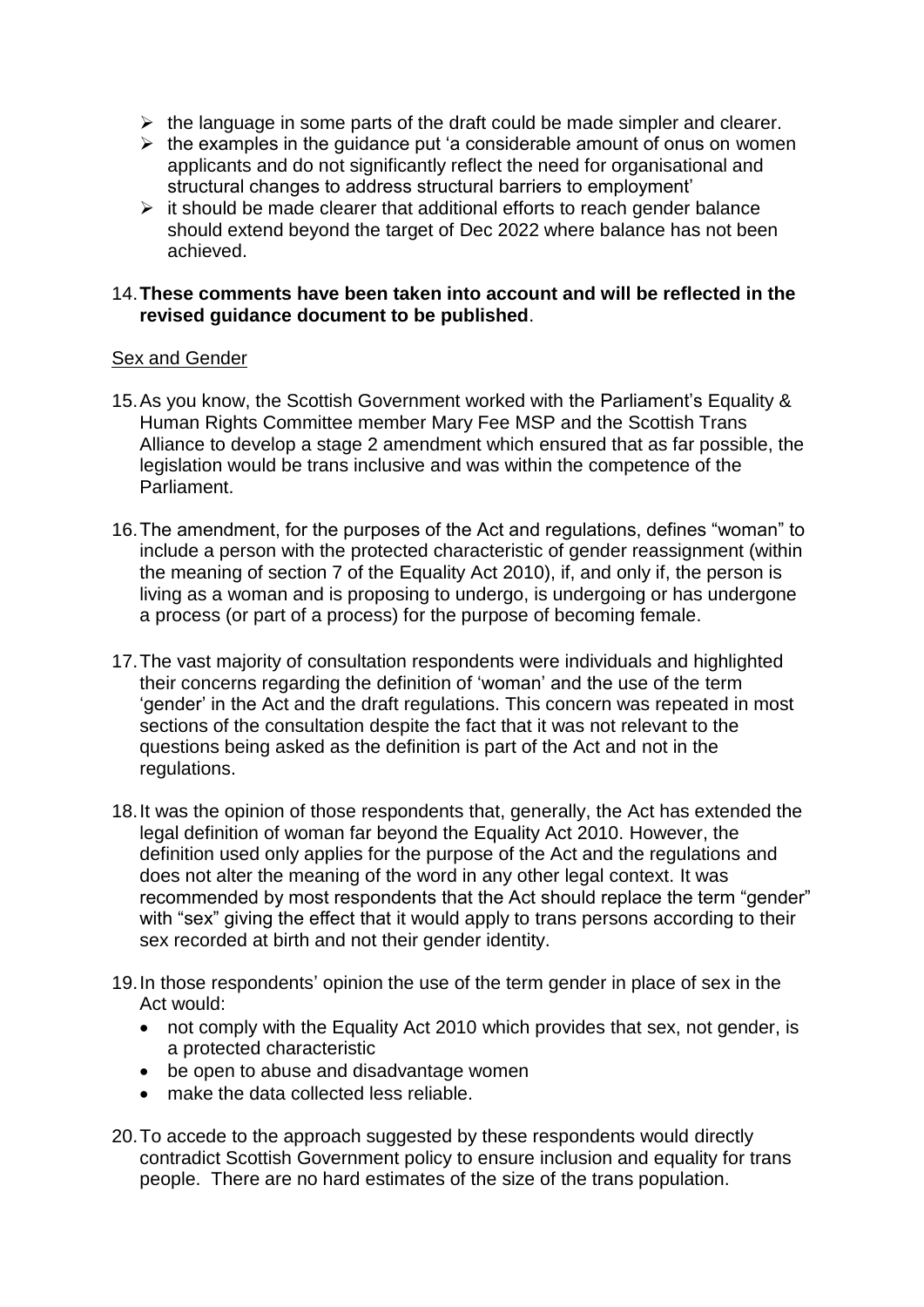- the language in some parts of the draft could be made simpler and clearer.
- the examples in the guidance put 'a considerable amount of onus on women applicants and do not significantly reflect the need for organisational and structural changes to address structural barriers to employment'
- it should be made clearer that additional efforts to reach gender balance should extend beyond the target of Dec 2022 where balance has not been achieved.

14. **These comments have been taken into account and will be reflected in the revised guidance document to be published**.

Sex and Gender

15. As you know, the Scottish Government worked with the Parliament's Equality & Human Rights Committee member Mary Fee MSP and the Scottish Trans Alliance to develop a stage 2 amendment which ensured that as far possible, the legislation would be trans inclusive and was within the competence of the Parliament.

16. The amendment, for the purposes of the Act and regulations, defines "woman" to include a person with the protected characteristic of gender reassignment (within the meaning of section 7 of the Equality Act 2010), if, and only if, the person is living as a woman and is proposing to undergo, is undergoing or has undergone a process (or part of a process) for the purpose of becoming female.

17. The vast majority of consultation respondents were individuals and highlighted their concerns regarding the definition of 'woman' and the use of the term 'gender' in the Act and the draft regulations. This concern was repeated in most sections of the consultation despite the fact that it was not relevant to the questions being asked as the definition is part of the Act and not in the regulations.

18. It was the opinion of those respondents that, generally, the Act has extended the legal definition of woman far beyond the Equality Act 2010. However, the definition used only applies for the purpose of the Act and the regulations and does not alter the meaning of the word in any other legal context. It was recommended by most respondents that the Act should replace the term "gender" with "sex" giving the effect that it would apply to trans persons according to their sex recorded at birth and not their gender identity.

19. In those respondents' opinion the use of the term gender in place of sex in the Act would:
    - not comply with the Equality Act 2010 which provides that sex, not gender, is a protected characteristic
    - be open to abuse and disadvantage women
    - make the data collected less reliable.

20. To accede to the approach suggested by these respondents would directly contradict Scottish Government policy to ensure inclusion and equality for trans people. There are no hard estimates of the size of the trans population.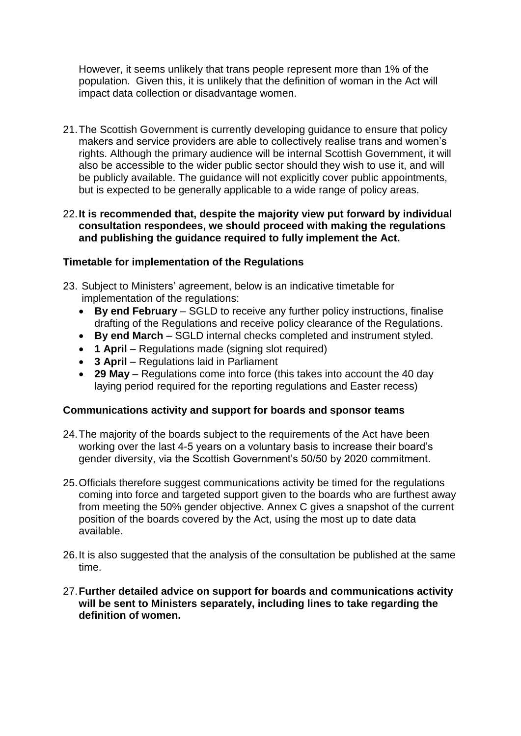However, it seems unlikely that trans people represent more than 1% of the population. Given this, it is unlikely that the definition of woman in the Act will impact data collection or disadvantage women.

21. The Scottish Government is currently developing guidance to ensure that policy makers and service providers are able to collectively realise trans and women's rights. Although the primary audience will be internal Scottish Government, it will also be accessible to the wider public sector should they wish to use it, and will be publicly available. The guidance will not explicitly cover public appointments, but is expected to be generally applicable to a wide range of policy areas.

22. **It is recommended that, despite the majority view put forward by individual consultation respondees, we should proceed with making the regulations and publishing the guidance required to fully implement the Act.**

**Timetable for implementation of the Regulations**

23. Subject to Ministers' agreement, below is an indicative timetable for implementation of the regulations:
    - **By end February** – SGLD to receive any further policy instructions, finalise drafting of the Regulations and receive policy clearance of the Regulations.
    - **By end March** – SGLD internal checks completed and instrument styled.
    - **1 April** – Regulations made (signing slot required)
    - **3 April** – Regulations laid in Parliament
    - **29 May** – Regulations come into force (this takes into account the 40 day laying period required for the reporting regulations and Easter recess)

**Communications activity and support for boards and sponsor teams**

24. The majority of the boards subject to the requirements of the Act have been working over the last 4-5 years on a voluntary basis to increase their board's gender diversity, via the Scottish Government's 50/50 by 2020 commitment.

25. Officials therefore suggest communications activity be timed for the regulations coming into force and targeted support given to the boards who are furthest away from meeting the 50% gender objective. Annex C gives a snapshot of the current position of the boards covered by the Act, using the most up to date data available.

26. It is also suggested that the analysis of the consultation be published at the same time.

27. **Further detailed advice on support for boards and communications activity will be sent to Ministers separately, including lines to take regarding the definition of women.**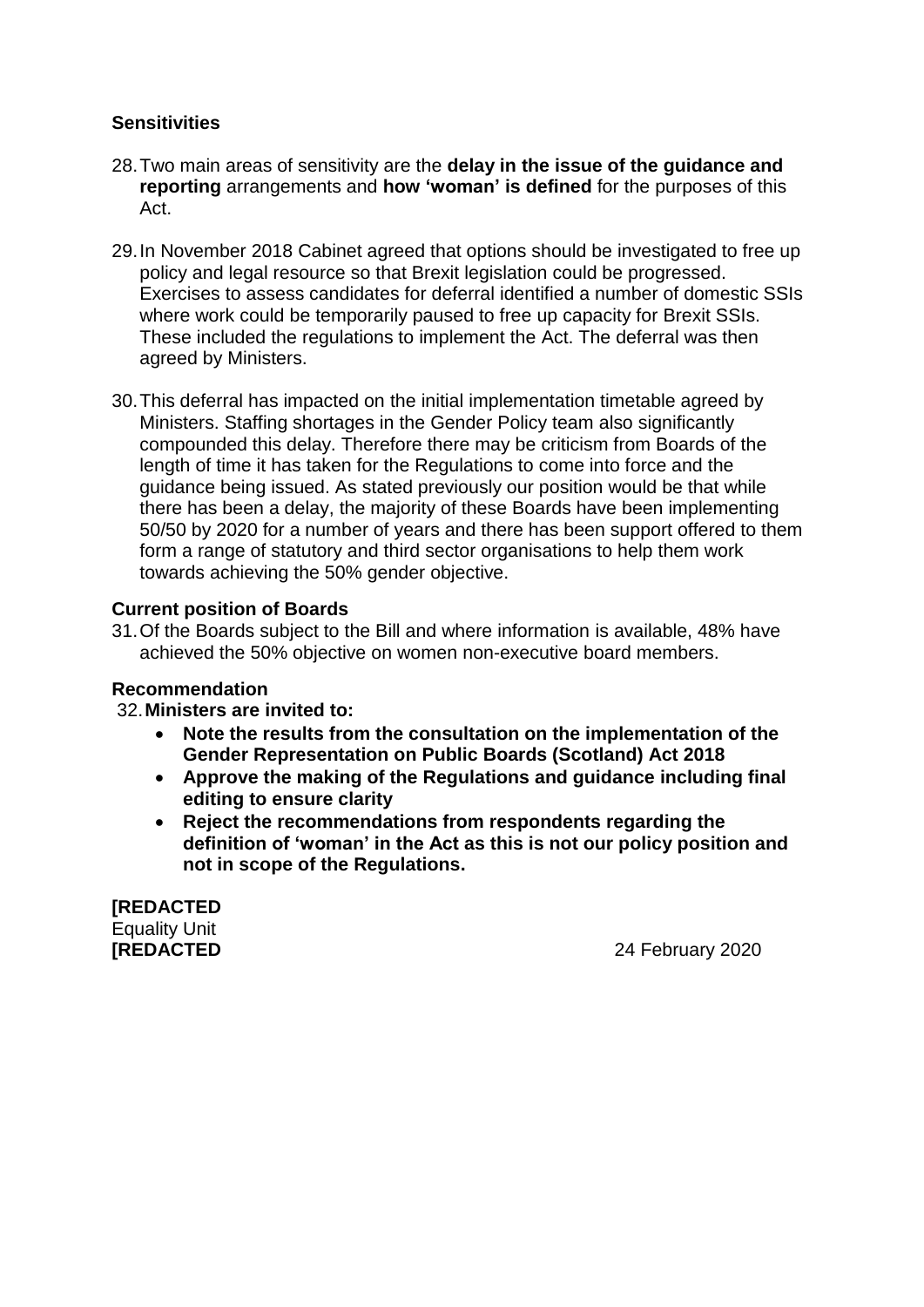**Sensitivities**

28. Two main areas of sensitivity are the **delay in the issue of the guidance and reporting** arrangements and **how 'woman' is defined** for the purposes of this Act.

29. In November 2018 Cabinet agreed that options should be investigated to free up policy and legal resource so that Brexit legislation could be progressed. Exercises to assess candidates for deferral identified a number of domestic SSIs where work could be temporarily paused to free up capacity for Brexit SSIs. These included the regulations to implement the Act. The deferral was then agreed by Ministers.

30. This deferral has impacted on the initial implementation timetable agreed by Ministers. Staffing shortages in the Gender Policy team also significantly compounded this delay. Therefore there may be criticism from Boards of the length of time it has taken for the Regulations to come into force and the guidance being issued. As stated previously our position would be that while there has been a delay, the majority of these Boards have been implementing 50/50 by 2020 for a number of years and there has been support offered to them form a range of statutory and third sector organisations to help them work towards achieving the 50% gender objective.

**Current position of Boards**

31. Of the Boards subject to the Bill and where information is available, 48% have achieved the 50% objective on women non-executive board members.

**Recommendation**

32. **Ministers are invited to:**
    - **Note the results from the consultation on the implementation of the Gender Representation on Public Boards (Scotland) Act 2018**
    - **Approve the making of the Regulations and guidance including final editing to ensure clarity**
    - **Reject the recommendations from respondents regarding the definition of 'woman' in the Act as this is not our policy position and not in scope of the Regulations.**

**[REDACTED**
Equality Unit
**[REDACTED** 24 February 2020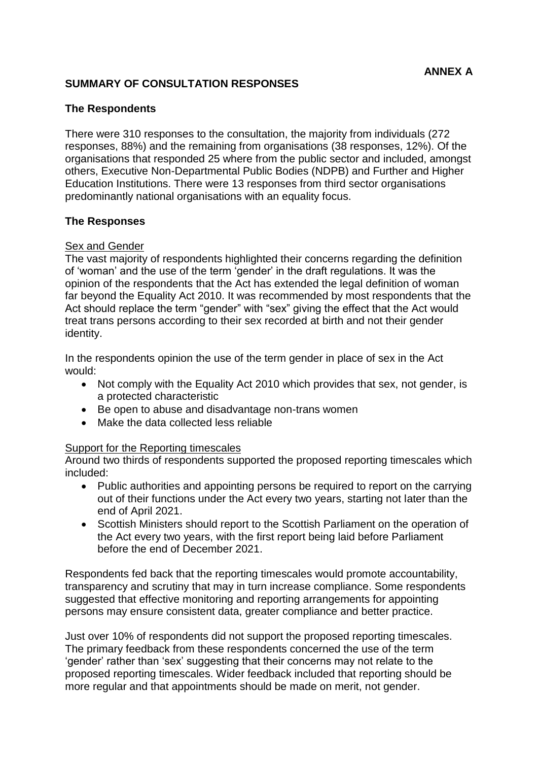**ANNEX A**

## SUMMARY OF CONSULTATION RESPONSES

### The Respondents

There were 310 responses to the consultation, the majority from individuals (272 responses, 88%) and the remaining from organisations (38 responses, 12%). Of the organisations that responded 25 where from the public sector and included, amongst others, Executive Non-Departmental Public Bodies (NDPB) and Further and Higher Education Institutions. There were 13 responses from third sector organisations predominantly national organisations with an equality focus.

### The Responses

Sex and Gender

The vast majority of respondents highlighted their concerns regarding the definition of 'woman' and the use of the term 'gender' in the draft regulations. It was the opinion of the respondents that the Act has extended the legal definition of woman far beyond the Equality Act 2010. It was recommended by most respondents that the Act should replace the term "gender" with "sex" giving the effect that the Act would treat trans persons according to their sex recorded at birth and not their gender identity.

In the respondents opinion the use of the term gender in place of sex in the Act would:

- Not comply with the Equality Act 2010 which provides that sex, not gender, is a protected characteristic
- Be open to abuse and disadvantage non-trans women
- Make the data collected less reliable

Support for the Reporting timescales

Around two thirds of respondents supported the proposed reporting timescales which included:

- Public authorities and appointing persons be required to report on the carrying out of their functions under the Act every two years, starting not later than the end of April 2021.
- Scottish Ministers should report to the Scottish Parliament on the operation of the Act every two years, with the first report being laid before Parliament before the end of December 2021.

Respondents fed back that the reporting timescales would promote accountability, transparency and scrutiny that may in turn increase compliance. Some respondents suggested that effective monitoring and reporting arrangements for appointing persons may ensure consistent data, greater compliance and better practice.

Just over 10% of respondents did not support the proposed reporting timescales. The primary feedback from these respondents concerned the use of the term 'gender' rather than 'sex' suggesting that their concerns may not relate to the proposed reporting timescales. Wider feedback included that reporting should be more regular and that appointments should be made on merit, not gender.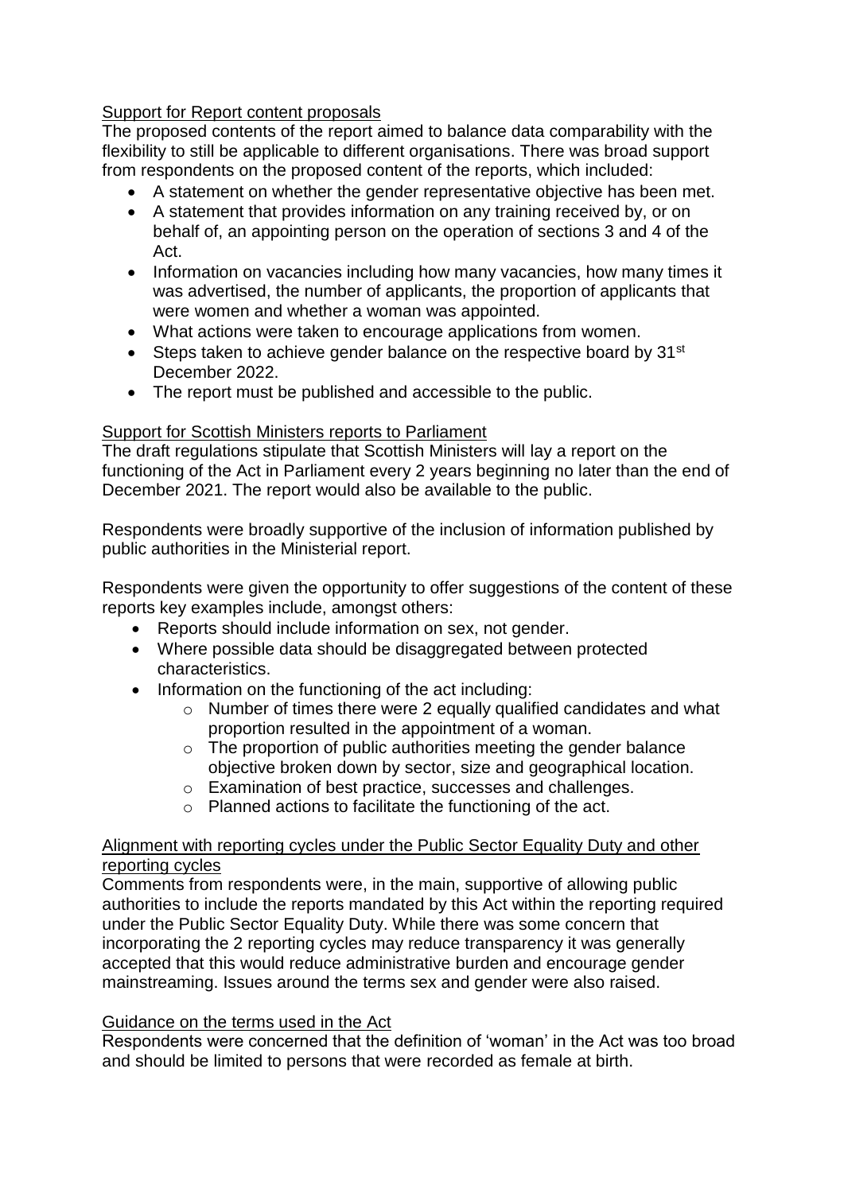Support for Report content proposals

The proposed contents of the report aimed to balance data comparability with the flexibility to still be applicable to different organisations. There was broad support from respondents on the proposed content of the reports, which included:

- A statement on whether the gender representative objective has been met.
- A statement that provides information on any training received by, or on behalf of, an appointing person on the operation of sections 3 and 4 of the Act.
- Information on vacancies including how many vacancies, how many times it was advertised, the number of applicants, the proportion of applicants that were women and whether a woman was appointed.
- What actions were taken to encourage applications from women.
- Steps taken to achieve gender balance on the respective board by 31st December 2022.
- The report must be published and accessible to the public.

Support for Scottish Ministers reports to Parliament

The draft regulations stipulate that Scottish Ministers will lay a report on the functioning of the Act in Parliament every 2 years beginning no later than the end of December 2021. The report would also be available to the public.

Respondents were broadly supportive of the inclusion of information published by public authorities in the Ministerial report.

Respondents were given the opportunity to offer suggestions of the content of these reports key examples include, amongst others:

- Reports should include information on sex, not gender.
- Where possible data should be disaggregated between protected characteristics.
- Information on the functioning of the act including:
  - Number of times there were 2 equally qualified candidates and what proportion resulted in the appointment of a woman.
  - The proportion of public authorities meeting the gender balance objective broken down by sector, size and geographical location.
  - Examination of best practice, successes and challenges.
  - Planned actions to facilitate the functioning of the act.

Alignment with reporting cycles under the Public Sector Equality Duty and other reporting cycles

Comments from respondents were, in the main, supportive of allowing public authorities to include the reports mandated by this Act within the reporting required under the Public Sector Equality Duty. While there was some concern that incorporating the 2 reporting cycles may reduce transparency it was generally accepted that this would reduce administrative burden and encourage gender mainstreaming. Issues around the terms sex and gender were also raised.

Guidance on the terms used in the Act

Respondents were concerned that the definition of 'woman' in the Act was too broad and should be limited to persons that were recorded as female at birth.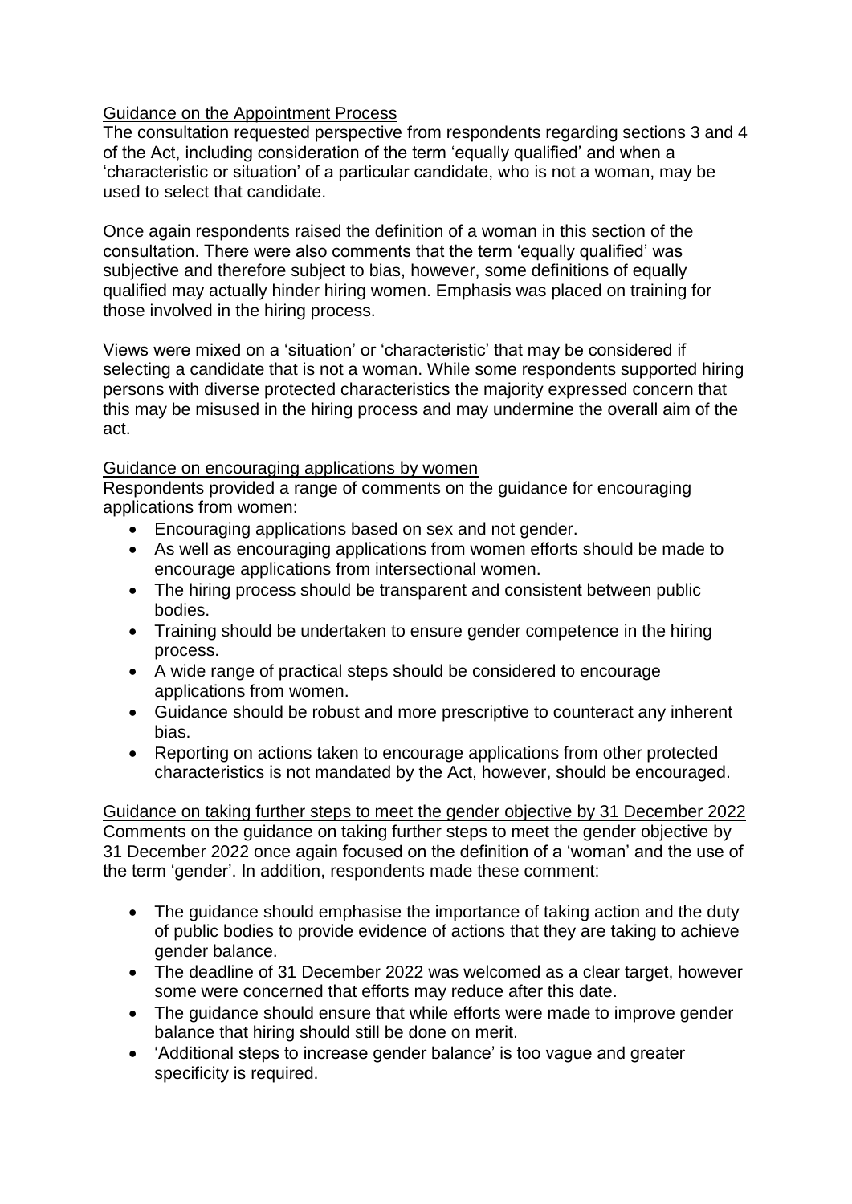Guidance on the Appointment Process

The consultation requested perspective from respondents regarding sections 3 and 4 of the Act, including consideration of the term 'equally qualified' and when a 'characteristic or situation' of a particular candidate, who is not a woman, may be used to select that candidate.

Once again respondents raised the definition of a woman in this section of the consultation. There were also comments that the term 'equally qualified' was subjective and therefore subject to bias, however, some definitions of equally qualified may actually hinder hiring women. Emphasis was placed on training for those involved in the hiring process.

Views were mixed on a 'situation' or 'characteristic' that may be considered if selecting a candidate that is not a woman. While some respondents supported hiring persons with diverse protected characteristics the majority expressed concern that this may be misused in the hiring process and may undermine the overall aim of the act.

Guidance on encouraging applications by women

Respondents provided a range of comments on the guidance for encouraging applications from women:

- Encouraging applications based on sex and not gender.
- As well as encouraging applications from women efforts should be made to encourage applications from intersectional women.
- The hiring process should be transparent and consistent between public bodies.
- Training should be undertaken to ensure gender competence in the hiring process.
- A wide range of practical steps should be considered to encourage applications from women.
- Guidance should be robust and more prescriptive to counteract any inherent bias.
- Reporting on actions taken to encourage applications from other protected characteristics is not mandated by the Act, however, should be encouraged.

Guidance on taking further steps to meet the gender objective by 31 December 2022

Comments on the guidance on taking further steps to meet the gender objective by 31 December 2022 once again focused on the definition of a 'woman' and the use of the term 'gender'. In addition, respondents made these comment:

- The guidance should emphasise the importance of taking action and the duty of public bodies to provide evidence of actions that they are taking to achieve gender balance.
- The deadline of 31 December 2022 was welcomed as a clear target, however some were concerned that efforts may reduce after this date.
- The guidance should ensure that while efforts were made to improve gender balance that hiring should still be done on merit.
- 'Additional steps to increase gender balance' is too vague and greater specificity is required.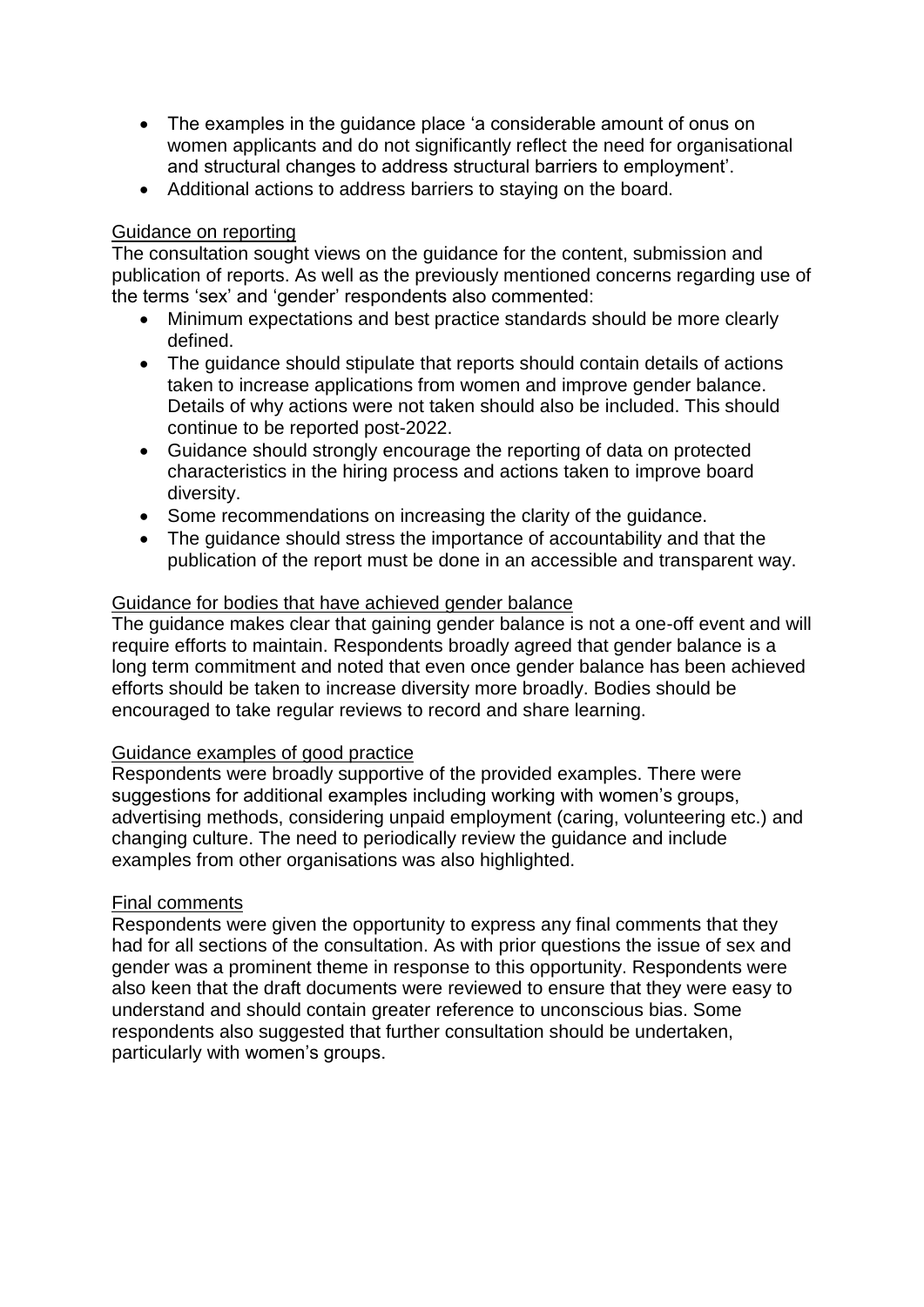- The examples in the guidance place 'a considerable amount of onus on women applicants and do not significantly reflect the need for organisational and structural changes to address structural barriers to employment'.
- Additional actions to address barriers to staying on the board.

Guidance on reporting

The consultation sought views on the guidance for the content, submission and publication of reports. As well as the previously mentioned concerns regarding use of the terms 'sex' and 'gender' respondents also commented:

- Minimum expectations and best practice standards should be more clearly defined.
- The guidance should stipulate that reports should contain details of actions taken to increase applications from women and improve gender balance. Details of why actions were not taken should also be included. This should continue to be reported post-2022.
- Guidance should strongly encourage the reporting of data on protected characteristics in the hiring process and actions taken to improve board diversity.
- Some recommendations on increasing the clarity of the guidance.
- The guidance should stress the importance of accountability and that the publication of the report must be done in an accessible and transparent way.

Guidance for bodies that have achieved gender balance

The guidance makes clear that gaining gender balance is not a one-off event and will require efforts to maintain. Respondents broadly agreed that gender balance is a long term commitment and noted that even once gender balance has been achieved efforts should be taken to increase diversity more broadly. Bodies should be encouraged to take regular reviews to record and share learning.

Guidance examples of good practice

Respondents were broadly supportive of the provided examples. There were suggestions for additional examples including working with women's groups, advertising methods, considering unpaid employment (caring, volunteering etc.) and changing culture. The need to periodically review the guidance and include examples from other organisations was also highlighted.

Final comments

Respondents were given the opportunity to express any final comments that they had for all sections of the consultation. As with prior questions the issue of sex and gender was a prominent theme in response to this opportunity. Respondents were also keen that the draft documents were reviewed to ensure that they were easy to understand and should contain greater reference to unconscious bias. Some respondents also suggested that further consultation should be undertaken, particularly with women's groups.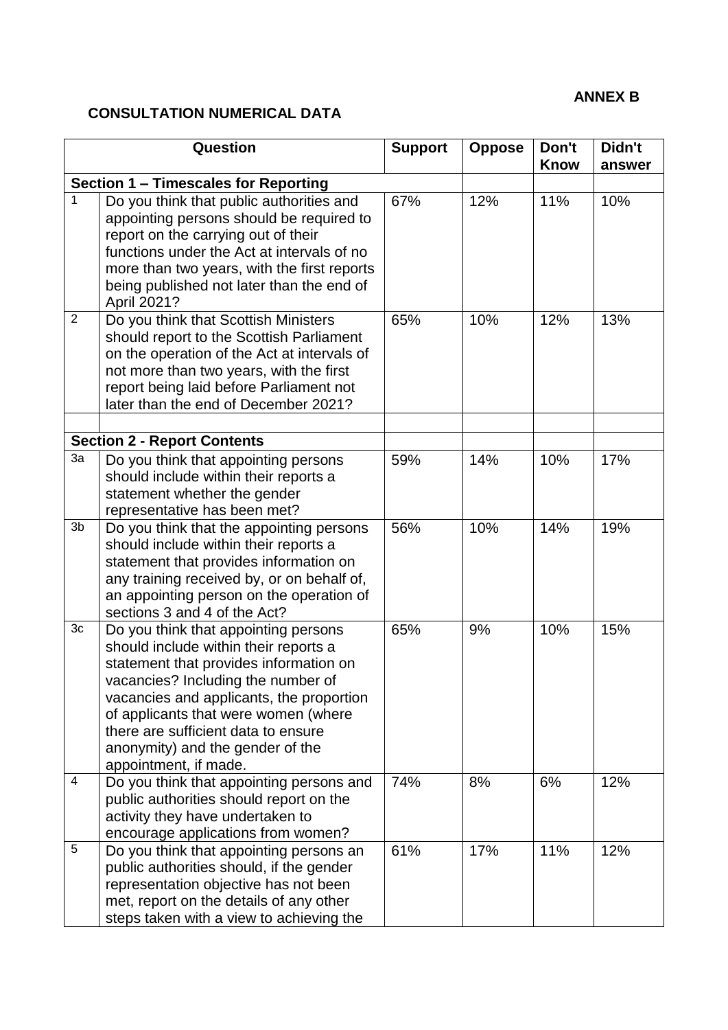**ANNEX B**

**CONSULTATION NUMERICAL DATA**

| | Question | Support | Oppose | Don't Know | Didn't answer |
|---|---|---|---|---|---|
| **Section 1 – Timescales for Reporting** | | | | | |
| 1 | Do you think that public authorities and appointing persons should be required to report on the carrying out of their functions under the Act at intervals of no more than two years, with the first reports being published not later than the end of April 2021? | 67% | 12% | 11% | 10% |
| 2 | Do you think that Scottish Ministers should report to the Scottish Parliament on the operation of the Act at intervals of not more than two years, with the first report being laid before Parliament not later than the end of December 2021? | 65% | 10% | 12% | 13% |
| | | | | | |
| **Section 2 - Report Contents** | | | | | |
| 3a | Do you think that appointing persons should include within their reports a statement whether the gender representative has been met? | 59% | 14% | 10% | 17% |
| 3b | Do you think that the appointing persons should include within their reports a statement that provides information on any training received by, or on behalf of, an appointing person on the operation of sections 3 and 4 of the Act? | 56% | 10% | 14% | 19% |
| 3c | Do you think that appointing persons should include within their reports a statement that provides information on vacancies? Including the number of vacancies and applicants, the proportion of applicants that were women (where there are sufficient data to ensure anonymity) and the gender of the appointment, if made. | 65% | 9% | 10% | 15% |
| 4 | Do you think that appointing persons and public authorities should report on the activity they have undertaken to encourage applications from women? | 74% | 8% | 6% | 12% |
| 5 | Do you think that appointing persons an public authorities should, if the gender representation objective has not been met, report on the details of any other steps taken with a view to achieving the | 61% | 17% | 11% | 12% |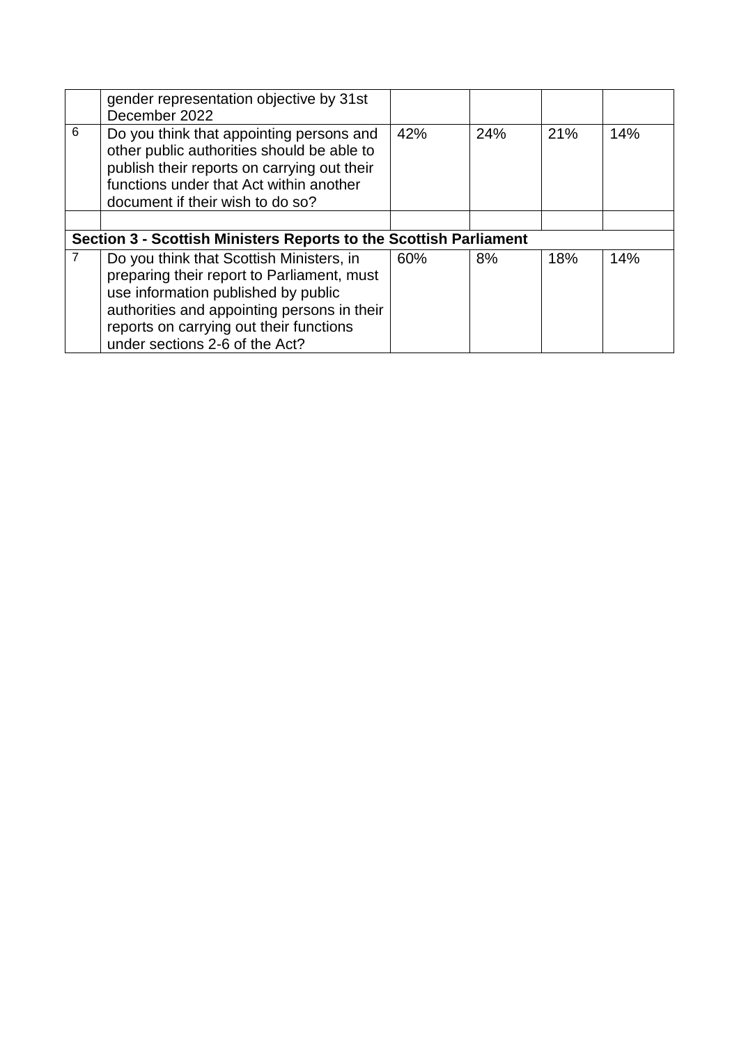|  |  |  |  |  |  |
|---|---|---|---|---|---|
|  | gender representation objective by 31st December 2022 |  |  |  |  |
| 6 | Do you think that appointing persons and other public authorities should be able to publish their reports on carrying out their functions under that Act within another document if their wish to do so? | 42% | 24% | 21% | 14% |
|  |  |  |  |  |  |
| **Section 3 - Scottish Ministers Reports to the Scottish Parliament** | | | | | |
| 7 | Do you think that Scottish Ministers, in preparing their report to Parliament, must use information published by public authorities and appointing persons in their reports on carrying out their functions under sections 2-6 of the Act? | 60% | 8% | 18% | 14% |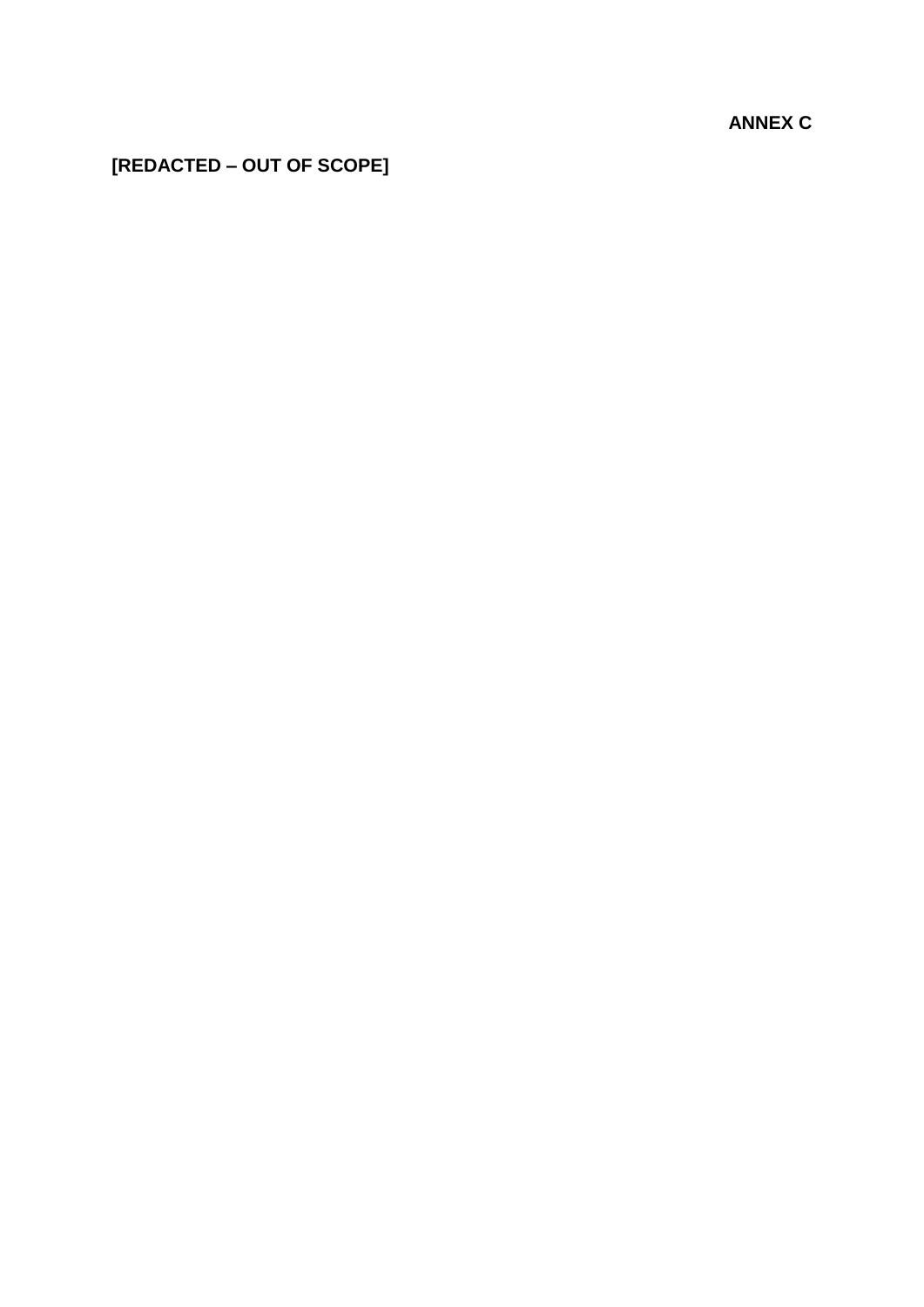**ANNEX C**

**[REDACTED – OUT OF SCOPE]**